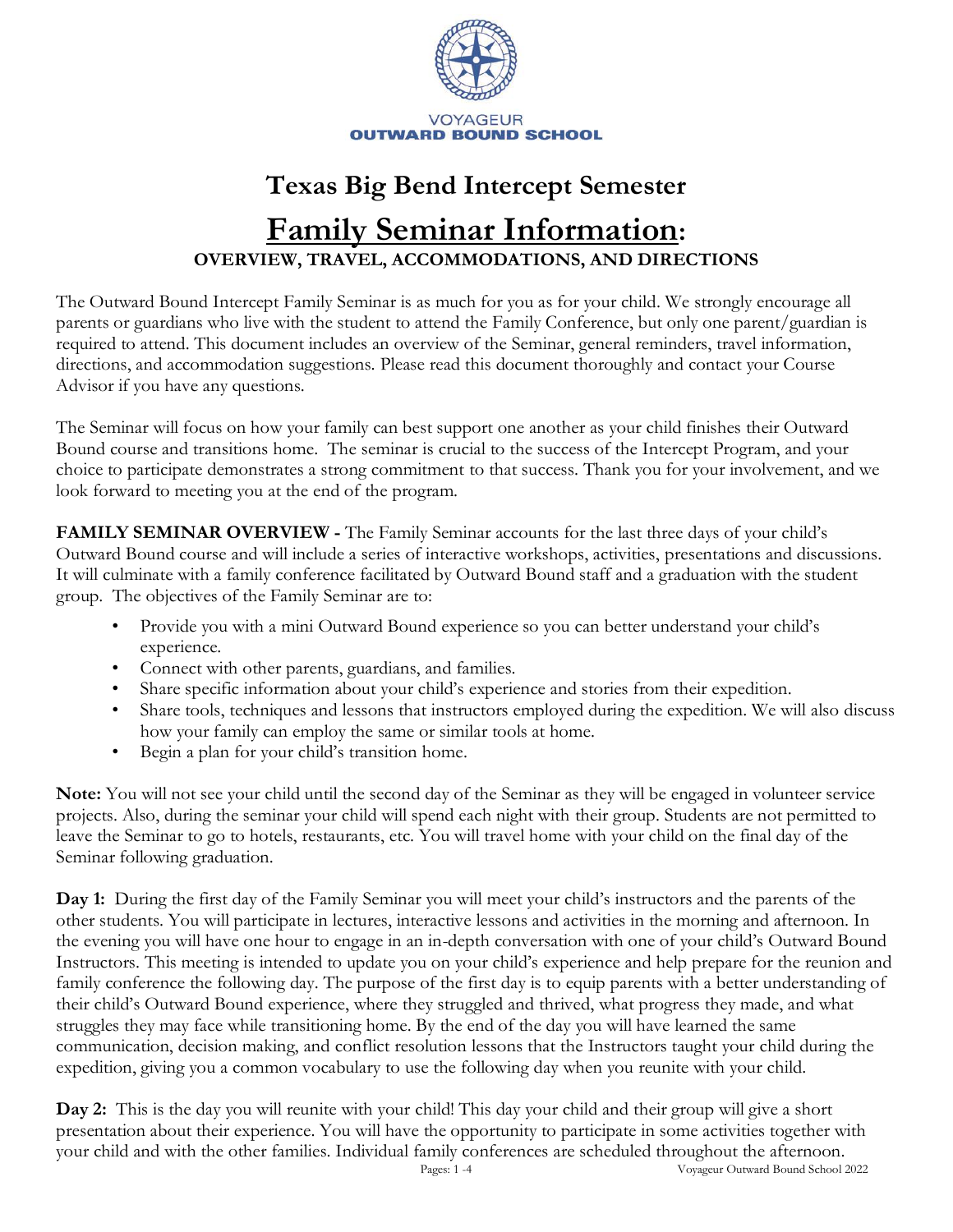VOYAGEUR
OUTWARD BOUND SCHOOL

# Texas Big Bend Intercept Semester

# Family Seminar Information:

## OVERVIEW, TRAVEL, ACCOMMODATIONS, AND DIRECTIONS

The Outward Bound Intercept Family Seminar is as much for you as for your child. We strongly encourage all parents or guardians who live with the student to attend the Family Conference, but only one parent/guardian is required to attend. This document includes an overview of the Seminar, general reminders, travel information, directions, and accommodation suggestions. Please read this document thoroughly and contact your Course Advisor if you have any questions.

The Seminar will focus on how your family can best support one another as your child finishes their Outward Bound course and transitions home. The seminar is crucial to the success of the Intercept Program, and your choice to participate demonstrates a strong commitment to that success. Thank you for your involvement, and we look forward to meeting you at the end of the program.

**FAMILY SEMINAR OVERVIEW -** The Family Seminar accounts for the last three days of your child's Outward Bound course and will include a series of interactive workshops, activities, presentations and discussions. It will culminate with a family conference facilitated by Outward Bound staff and a graduation with the student group. The objectives of the Family Seminar are to:

- Provide you with a mini Outward Bound experience so you can better understand your child's experience.
- Connect with other parents, guardians, and families.
- Share specific information about your child's experience and stories from their expedition.
- Share tools, techniques and lessons that instructors employed during the expedition. We will also discuss how your family can employ the same or similar tools at home.
- Begin a plan for your child's transition home.

**Note:** You will not see your child until the second day of the Seminar as they will be engaged in volunteer service projects. Also, during the seminar your child will spend each night with their group. Students are not permitted to leave the Seminar to go to hotels, restaurants, etc. You will travel home with your child on the final day of the Seminar following graduation.

**Day 1:** During the first day of the Family Seminar you will meet your child's instructors and the parents of the other students. You will participate in lectures, interactive lessons and activities in the morning and afternoon. In the evening you will have one hour to engage in an in-depth conversation with one of your child's Outward Bound Instructors. This meeting is intended to update you on your child's experience and help prepare for the reunion and family conference the following day. The purpose of the first day is to equip parents with a better understanding of their child's Outward Bound experience, where they struggled and thrived, what progress they made, and what struggles they may face while transitioning home. By the end of the day you will have learned the same communication, decision making, and conflict resolution lessons that the Instructors taught your child during the expedition, giving you a common vocabulary to use the following day when you reunite with your child.

**Day 2:** This is the day you will reunite with your child! This day your child and their group will give a short presentation about their experience. You will have the opportunity to participate in some activities together with your child and with the other families. Individual family conferences are scheduled throughout the afternoon.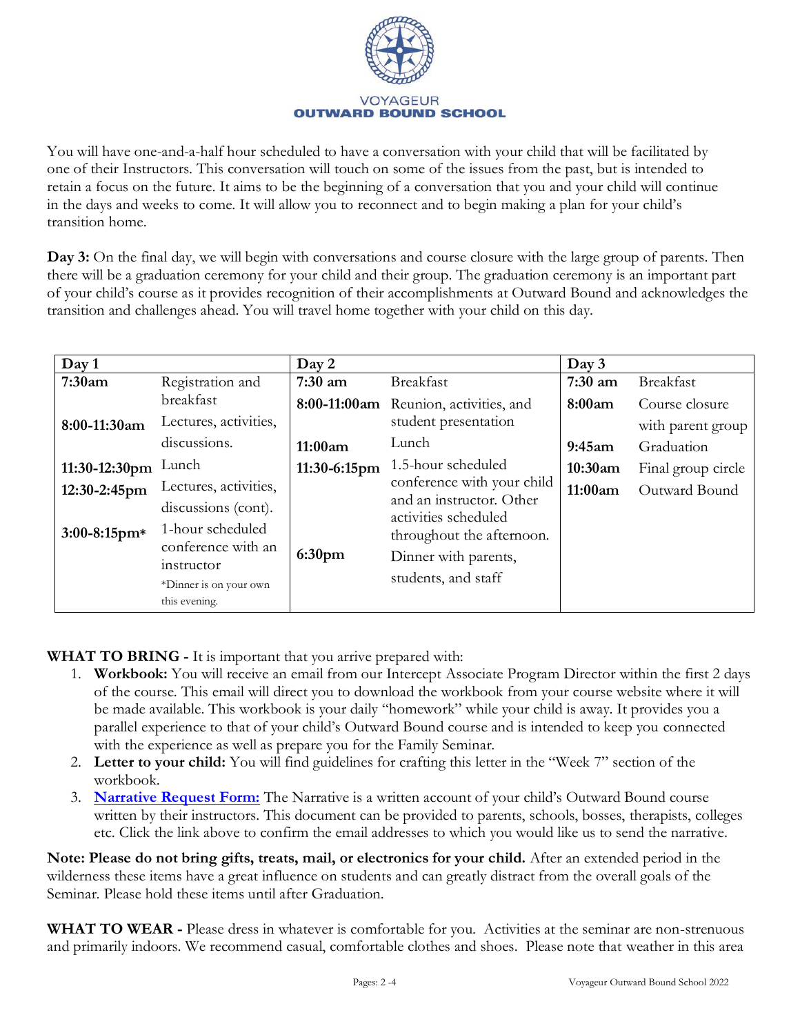VOYAGEUR
**OUTWARD BOUND SCHOOL**

You will have one-and-a-half hour scheduled to have a conversation with your child that will be facilitated by one of their Instructors. This conversation will touch on some of the issues from the past, but is intended to retain a focus on the future. It aims to be the beginning of a conversation that you and your child will continue in the days and weeks to come. It will allow you to reconnect and to begin making a plan for your child's transition home.

**Day 3:** On the final day, we will begin with conversations and course closure with the large group of parents. Then there will be a graduation ceremony for your child and their group. The graduation ceremony is an important part of your child's course as it provides recognition of their accomplishments at Outward Bound and acknowledges the transition and challenges ahead. You will travel home together with your child on this day.

| **Day 1** | | **Day 2** | | **Day 3** | |
|---|---|---|---|---|---|
| **7:30am** | Registration and breakfast | **7:30 am** | Breakfast | **7:30 am** | Breakfast |
| **8:00-11:30am** | Lectures, activities, discussions. | **8:00-11:00am** | Reunion, activities, and student presentation | **8:00am** | Course closure with parent group |
| **11:30-12:30pm** | Lunch | **11:00am** | Lunch | **9:45am** | Graduation |
| **12:30-2:45pm** | Lectures, activities, discussions (cont). | **11:30-6:15pm** | 1.5-hour scheduled conference with your child and an instructor. Other activities scheduled throughout the afternoon. | **10:30am** | Final group circle |
| **3:00-8:15pm*** | 1-hour scheduled conference with an instructor *Dinner is on your own this evening. | **6:30pm** | Dinner with parents, students, and staff | **11:00am** | Outward Bound |

**WHAT TO BRING -** It is important that you arrive prepared with:

1. **Workbook:** You will receive an email from our Intercept Associate Program Director within the first 2 days of the course. This email will direct you to download the workbook from your course website where it will be made available. This workbook is your daily "homework" while your child is away. It provides you a parallel experience to that of your child's Outward Bound course and is intended to keep you connected with the experience as well as prepare you for the Family Seminar.
2. **Letter to your child:** You will find guidelines for crafting this letter in the "Week 7" section of the workbook.
3. **Narrative Request Form:** The Narrative is a written account of your child's Outward Bound course written by their instructors. This document can be provided to parents, schools, bosses, therapists, colleges etc. Click the link above to confirm the email addresses to which you would like us to send the narrative.

**Note: Please do not bring gifts, treats, mail, or electronics for your child.** After an extended period in the wilderness these items have a great influence on students and can greatly distract from the overall goals of the Seminar. Please hold these items until after Graduation.

**WHAT TO WEAR -** Please dress in whatever is comfortable for you. Activities at the seminar are non-strenuous and primarily indoors. We recommend casual, comfortable clothes and shoes. Please note that weather in this area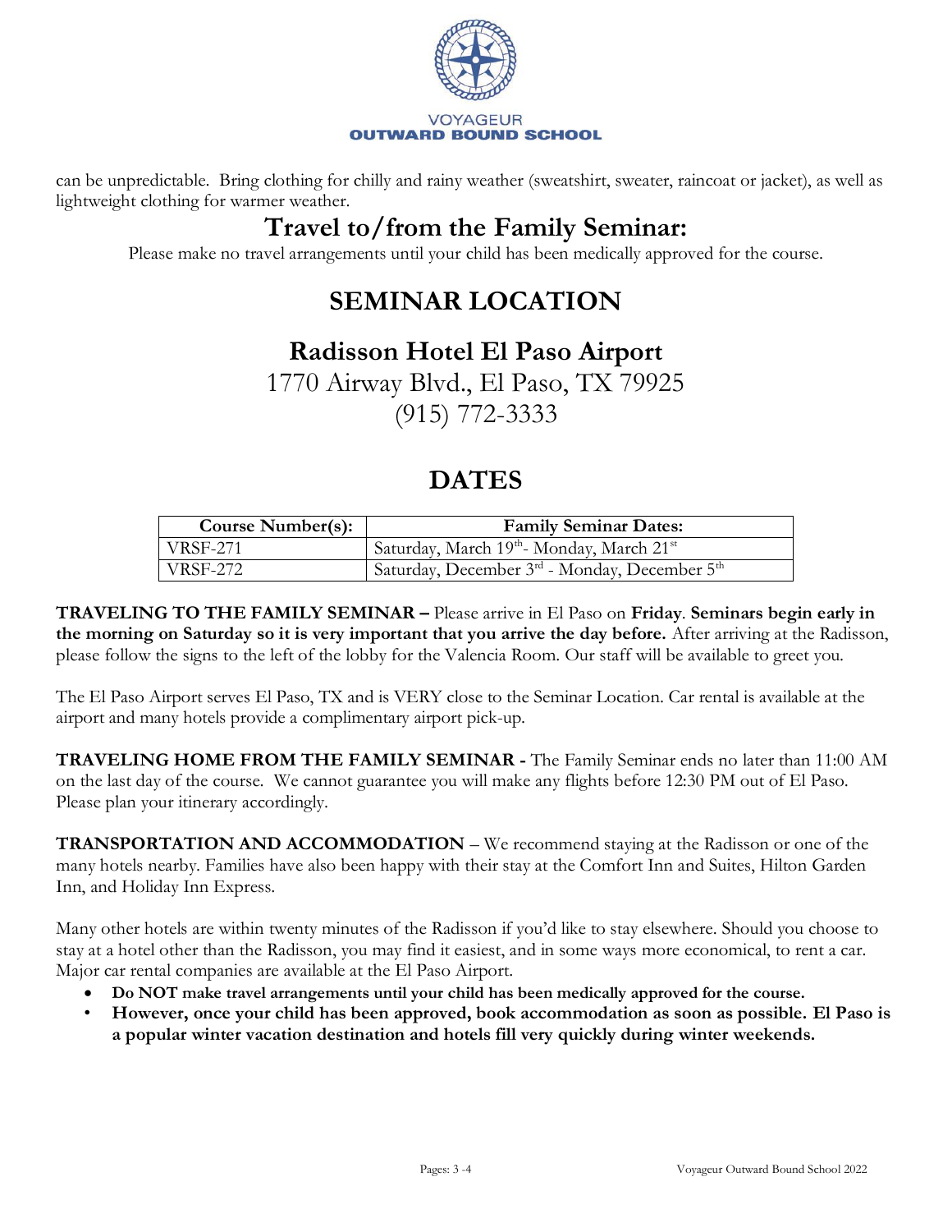can be unpredictable. Bring clothing for chilly and rainy weather (sweatshirt, sweater, raincoat or jacket), as well as lightweight clothing for warmer weather.

## Travel to/from the Family Seminar:

Please make no travel arrangements until your child has been medically approved for the course.

# SEMINAR LOCATION

## Radisson Hotel El Paso Airport

1770 Airway Blvd., El Paso, TX 79925
(915) 772-3333

# DATES

| Course Number(s): | Family Seminar Dates: |
|---|---|
| VRSF-271 | Saturday, March 19th- Monday, March 21st |
| VRSF-272 | Saturday, December 3rd - Monday, December 5th |

**TRAVELING TO THE FAMILY SEMINAR –** Please arrive in El Paso on **Friday**. **Seminars begin early in the morning on Saturday so it is very important that you arrive the day before.** After arriving at the Radisson, please follow the signs to the left of the lobby for the Valencia Room. Our staff will be available to greet you.

The El Paso Airport serves El Paso, TX and is VERY close to the Seminar Location. Car rental is available at the airport and many hotels provide a complimentary airport pick-up.

**TRAVELING HOME FROM THE FAMILY SEMINAR -** The Family Seminar ends no later than 11:00 AM on the last day of the course. We cannot guarantee you will make any flights before 12:30 PM out of El Paso. Please plan your itinerary accordingly.

**TRANSPORTATION AND ACCOMMODATION** – We recommend staying at the Radisson or one of the many hotels nearby. Families have also been happy with their stay at the Comfort Inn and Suites, Hilton Garden Inn, and Holiday Inn Express.

Many other hotels are within twenty minutes of the Radisson if you'd like to stay elsewhere. Should you choose to stay at a hotel other than the Radisson, you may find it easiest, and in some ways more economical, to rent a car. Major car rental companies are available at the El Paso Airport.

- **Do NOT make travel arrangements until your child has been medically approved for the course.**
- **However, once your child has been approved, book accommodation as soon as possible. El Paso is a popular winter vacation destination and hotels fill very quickly during winter weekends.**